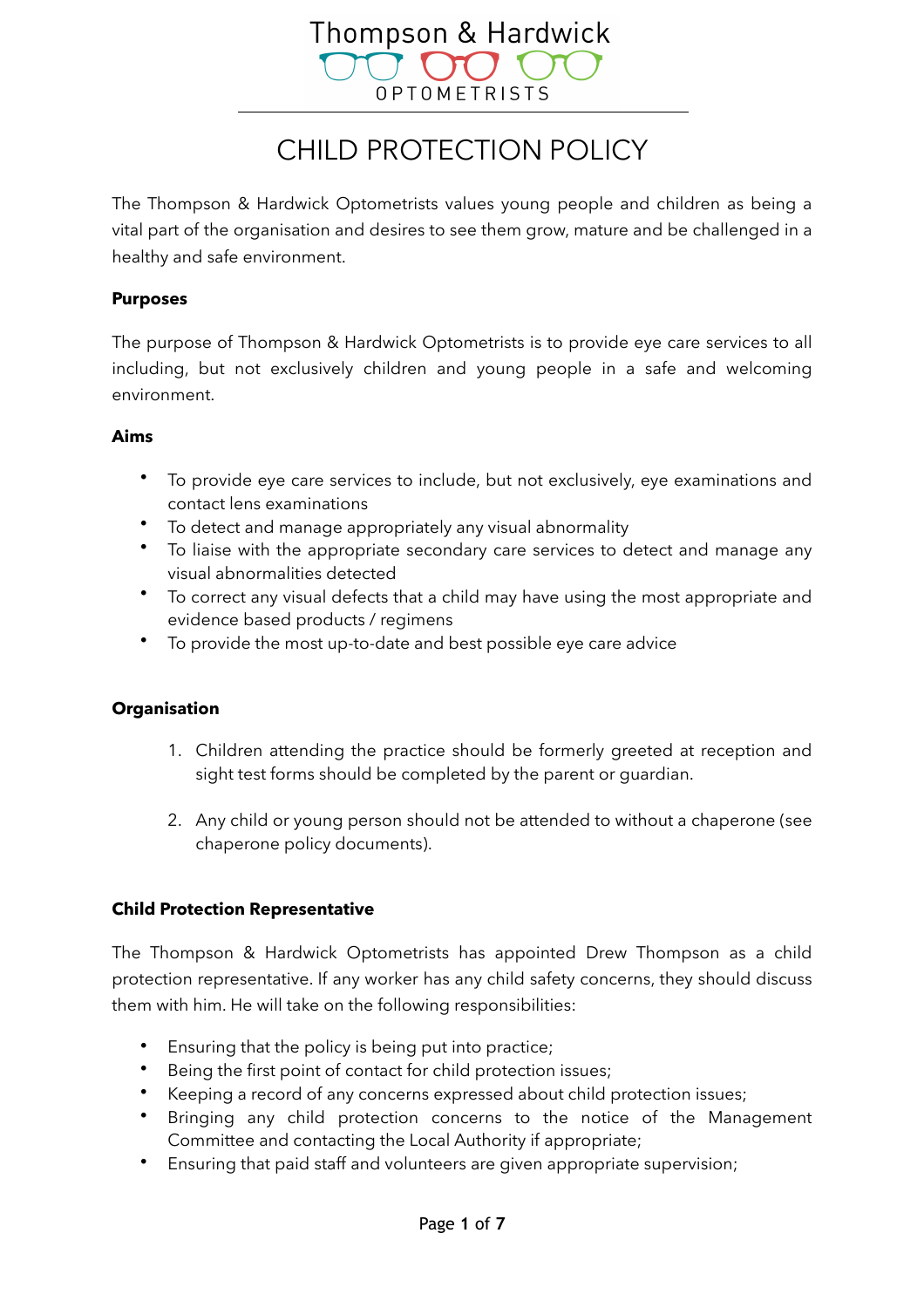Thompson & Hardwick

OPTOMETRISTS

# CHILD PROTECTION POLICY

The Thompson & Hardwick Optometrists values young people and children as being a vital part of the organisation and desires to see them grow, mature and be challenged in a healthy and safe environment.

**Purposes**

The purpose of Thompson & Hardwick Optometrists is to provide eye care services to all including, but not exclusively children and young people in a safe and welcoming environment.

**Aims**

- To provide eye care services to include, but not exclusively, eye examinations and contact lens examinations
- To detect and manage appropriately any visual abnormality
- To liaise with the appropriate secondary care services to detect and manage any visual abnormalities detected
- To correct any visual defects that a child may have using the most appropriate and evidence based products / regimens
- To provide the most up-to-date and best possible eye care advice

**Organisation**

1. Children attending the practice should be formerly greeted at reception and sight test forms should be completed by the parent or guardian.

2. Any child or young person should not be attended to without a chaperone (see chaperone policy documents).

**Child Protection Representative**

The Thompson & Hardwick Optometrists has appointed Drew Thompson as a child protection representative. If any worker has any child safety concerns, they should discuss them with him. He will take on the following responsibilities:

- Ensuring that the policy is being put into practice;
- Being the first point of contact for child protection issues;
- Keeping a record of any concerns expressed about child protection issues;
- Bringing any child protection concerns to the notice of the Management Committee and contacting the Local Authority if appropriate;
- Ensuring that paid staff and volunteers are given appropriate supervision;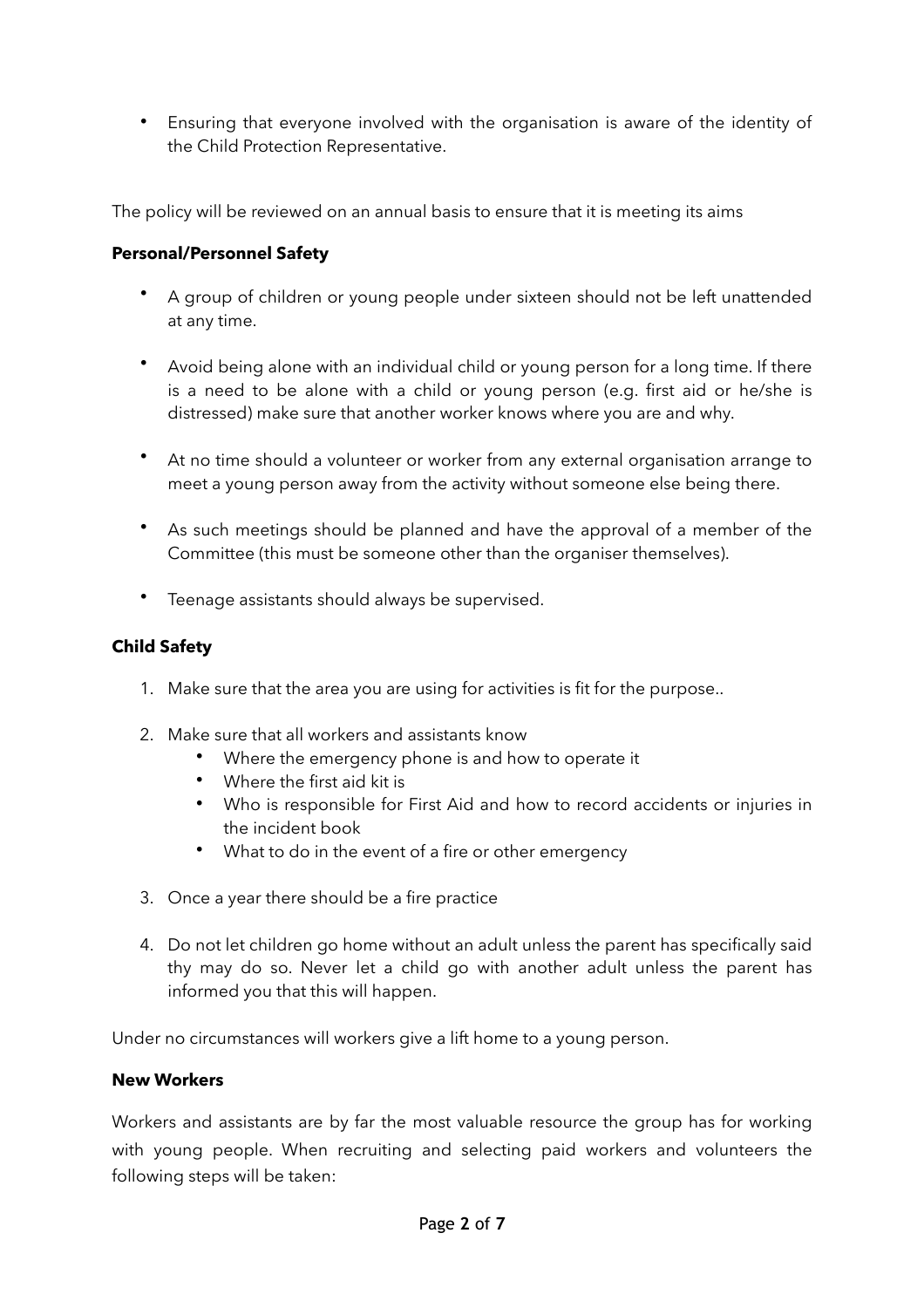- Ensuring that everyone involved with the organisation is aware of the identity of the Child Protection Representative.

The policy will be reviewed on an annual basis to ensure that it is meeting its aims

**Personal/Personnel Safety**

- A group of children or young people under sixteen should not be left unattended at any time.
- Avoid being alone with an individual child or young person for a long time. If there is a need to be alone with a child or young person (e.g. first aid or he/she is distressed) make sure that another worker knows where you are and why.
- At no time should a volunteer or worker from any external organisation arrange to meet a young person away from the activity without someone else being there.
- As such meetings should be planned and have the approval of a member of the Committee (this must be someone other than the organiser themselves).
- Teenage assistants should always be supervised.

**Child Safety**

1. Make sure that the area you are using for activities is fit for the purpose..
2. Make sure that all workers and assistants know
   - Where the emergency phone is and how to operate it
   - Where the first aid kit is
   - Who is responsible for First Aid and how to record accidents or injuries in the incident book
   - What to do in the event of a fire or other emergency
3. Once a year there should be a fire practice
4. Do not let children go home without an adult unless the parent has specifically said thy may do so. Never let a child go with another adult unless the parent has informed you that this will happen.

Under no circumstances will workers give a lift home to a young person.

**New Workers**

Workers and assistants are by far the most valuable resource the group has for working with young people. When recruiting and selecting paid workers and volunteers the following steps will be taken: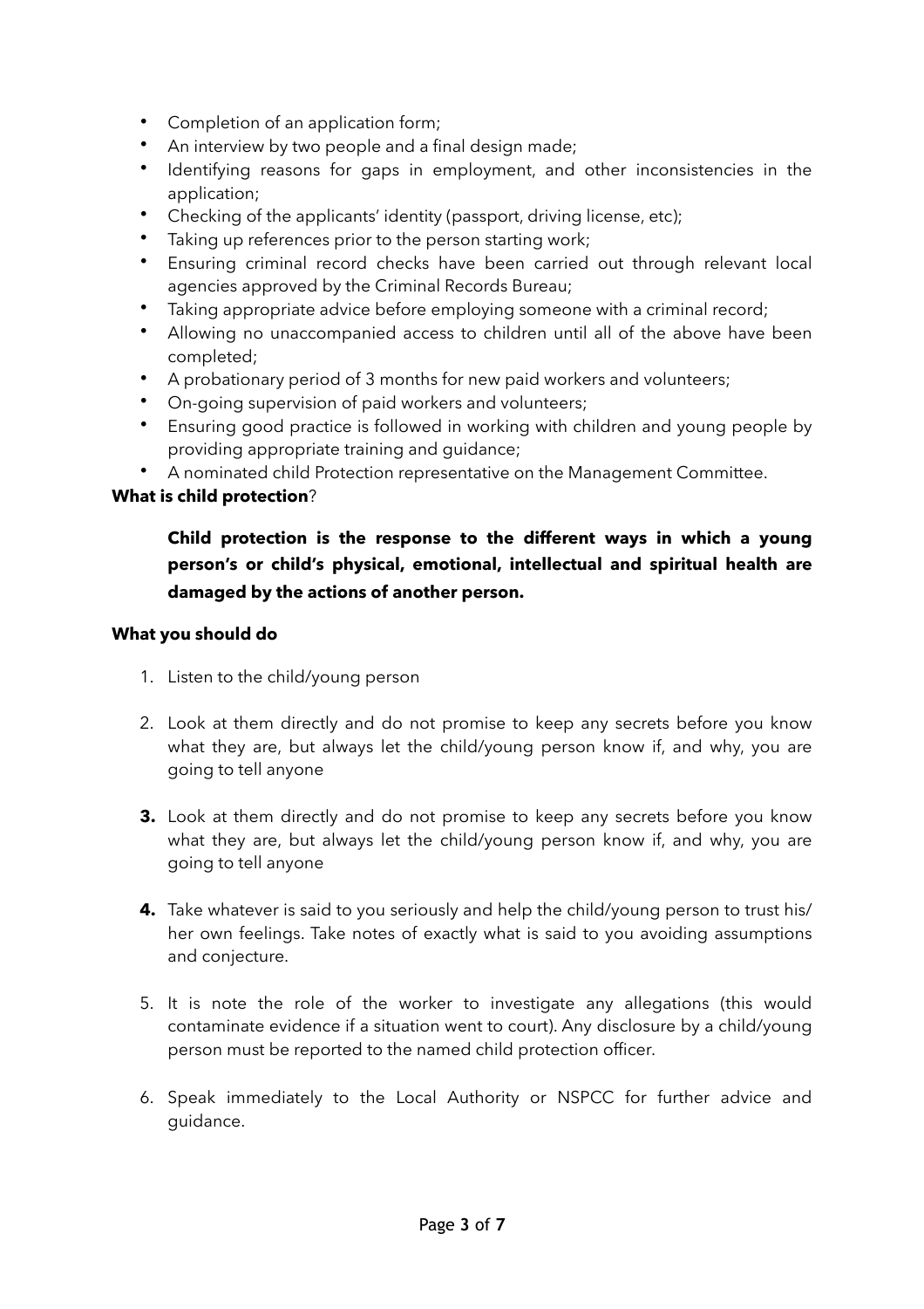- Completion of an application form;
- An interview by two people and a final design made;
- Identifying reasons for gaps in employment, and other inconsistencies in the application;
- Checking of the applicants' identity (passport, driving license, etc);
- Taking up references prior to the person starting work;
- Ensuring criminal record checks have been carried out through relevant local agencies approved by the Criminal Records Bureau;
- Taking appropriate advice before employing someone with a criminal record;
- Allowing no unaccompanied access to children until all of the above have been completed;
- A probationary period of 3 months for new paid workers and volunteers;
- On-going supervision of paid workers and volunteers;
- Ensuring good practice is followed in working with children and young people by providing appropriate training and guidance;
- A nominated child Protection representative on the Management Committee.

**What is child protection**?

> **Child protection is the response to the different ways in which a young person's or child's physical, emotional, intellectual and spiritual health are damaged by the actions of another person.**

**What you should do**

1. Listen to the child/young person

2. Look at them directly and do not promise to keep any secrets before you know what they are, but always let the child/young person know if, and why, you are going to tell anyone

3. Look at them directly and do not promise to keep any secrets before you know what they are, but always let the child/young person know if, and why, you are going to tell anyone

4. Take whatever is said to you seriously and help the child/young person to trust his/her own feelings. Take notes of exactly what is said to you avoiding assumptions and conjecture.

5. It is note the role of the worker to investigate any allegations (this would contaminate evidence if a situation went to court). Any disclosure by a child/young person must be reported to the named child protection officer.

6. Speak immediately to the Local Authority or NSPCC for further advice and guidance.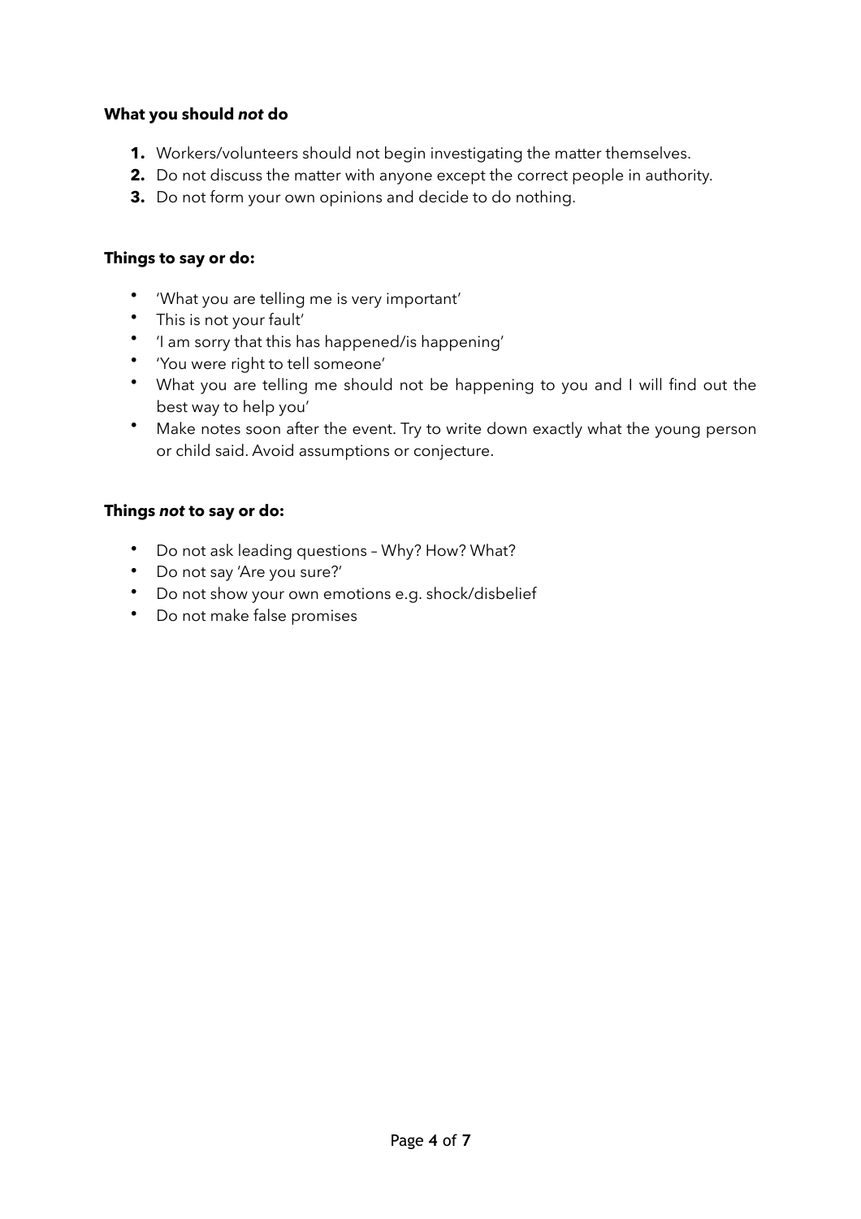**What you should *not* do**

1. Workers/volunteers should not begin investigating the matter themselves.
2. Do not discuss the matter with anyone except the correct people in authority.
3. Do not form your own opinions and decide to do nothing.

**Things to say or do:**

- 'What you are telling me is very important'
- This is not your fault'
- 'I am sorry that this has happened/is happening'
- 'You were right to tell someone'
- What you are telling me should not be happening to you and I will find out the best way to help you'
- Make notes soon after the event. Try to write down exactly what the young person or child said. Avoid assumptions or conjecture.

**Things *not* to say or do:**

- Do not ask leading questions – Why? How? What?
- Do not say 'Are you sure?'
- Do not show your own emotions e.g. shock/disbelief
- Do not make false promises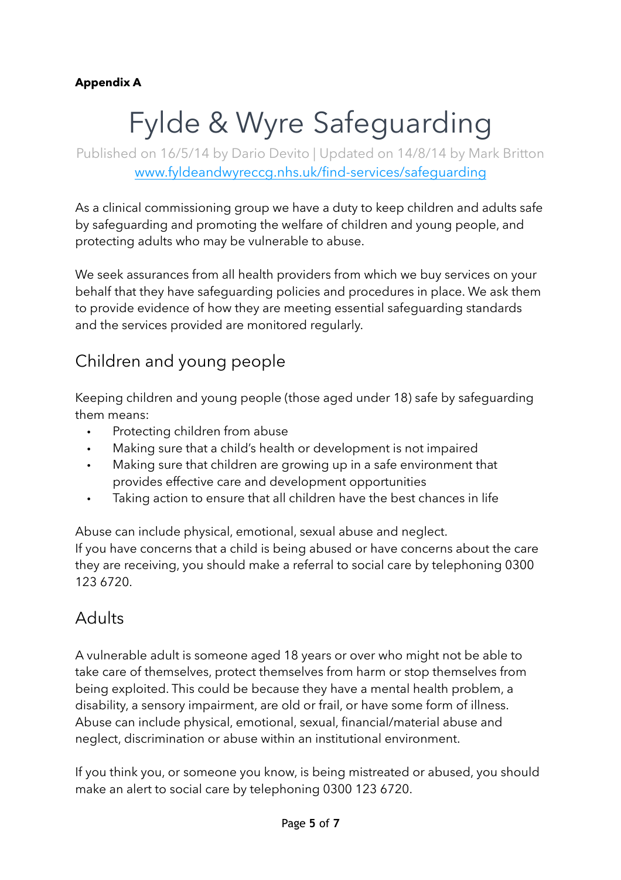**Appendix A**

# Fylde & Wyre Safeguarding

Published on 16/5/14 by Dario Devito | Updated on 14/8/14 by Mark Britton
[www.fyldeandwyreccg.nhs.uk/find-services/safeguarding](http://www.fyldeandwyreccg.nhs.uk/find-services/safeguarding)

As a clinical commissioning group we have a duty to keep children and adults safe by safeguarding and promoting the welfare of children and young people, and protecting adults who may be vulnerable to abuse.

We seek assurances from all health providers from which we buy services on your behalf that they have safeguarding policies and procedures in place. We ask them to provide evidence of how they are meeting essential safeguarding standards and the services provided are monitored regularly.

## Children and young people

Keeping children and young people (those aged under 18) safe by safeguarding them means:

- Protecting children from abuse
- Making sure that a child's health or development is not impaired
- Making sure that children are growing up in a safe environment that provides effective care and development opportunities
- Taking action to ensure that all children have the best chances in life

Abuse can include physical, emotional, sexual abuse and neglect.
If you have concerns that a child is being abused or have concerns about the care they are receiving, you should make a referral to social care by telephoning 0300 123 6720.

## Adults

A vulnerable adult is someone aged 18 years or over who might not be able to take care of themselves, protect themselves from harm or stop themselves from being exploited. This could be because they have a mental health problem, a disability, a sensory impairment, are old or frail, or have some form of illness. Abuse can include physical, emotional, sexual, financial/material abuse and neglect, discrimination or abuse within an institutional environment.

If you think you, or someone you know, is being mistreated or abused, you should make an alert to social care by telephoning 0300 123 6720.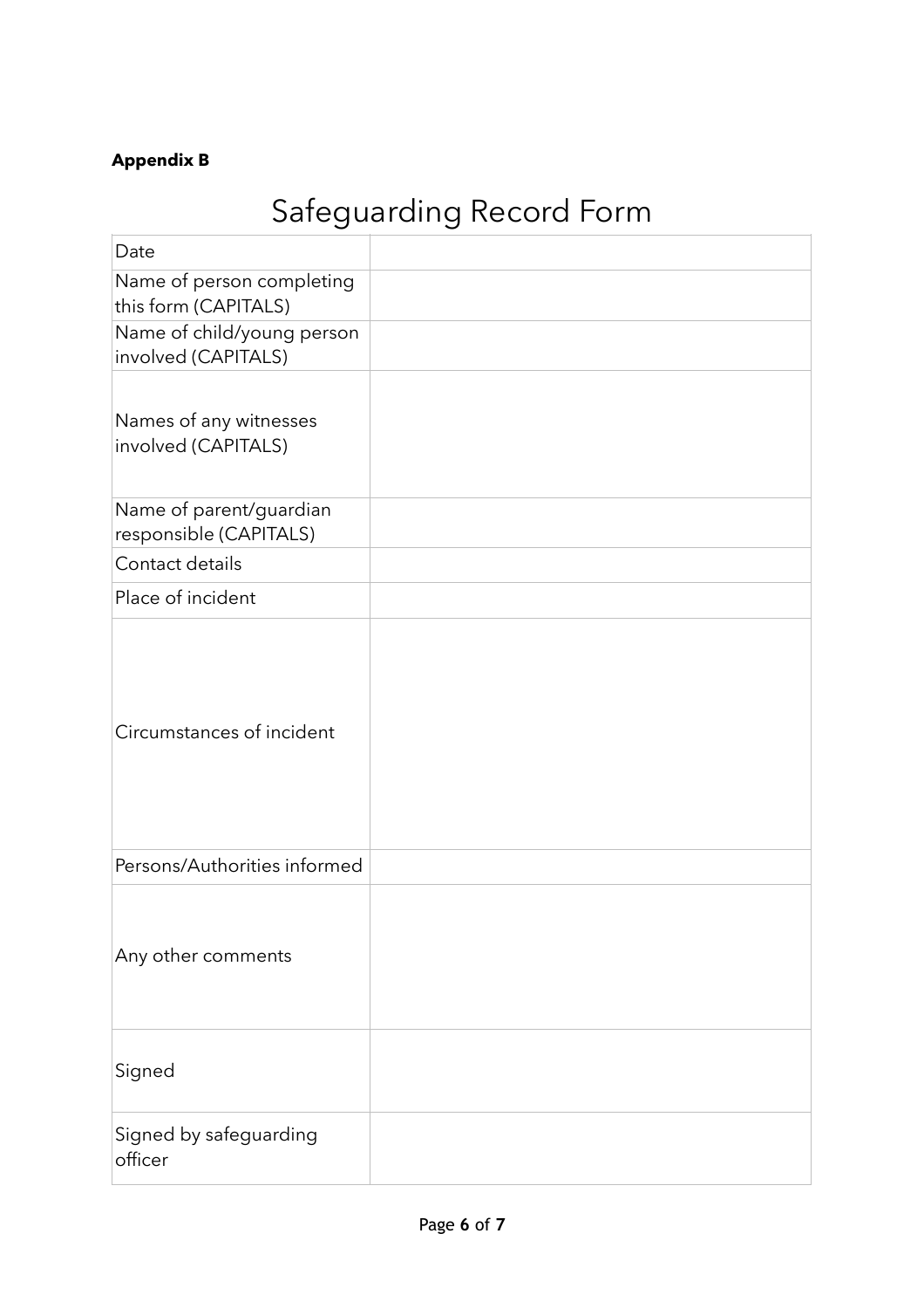**Appendix B**

# Safeguarding Record Form

| | |
|---|---|
| Date | |
| Name of person completing this form (CAPITALS) | |
| Name of child/young person involved (CAPITALS) | |
| Names of any witnesses involved (CAPITALS) | |
| Name of parent/guardian responsible (CAPITALS) | |
| Contact details | |
| Place of incident | |
| Circumstances of incident | |
| Persons/Authorities informed | |
| Any other comments | |
| Signed | |
| Signed by safeguarding officer | |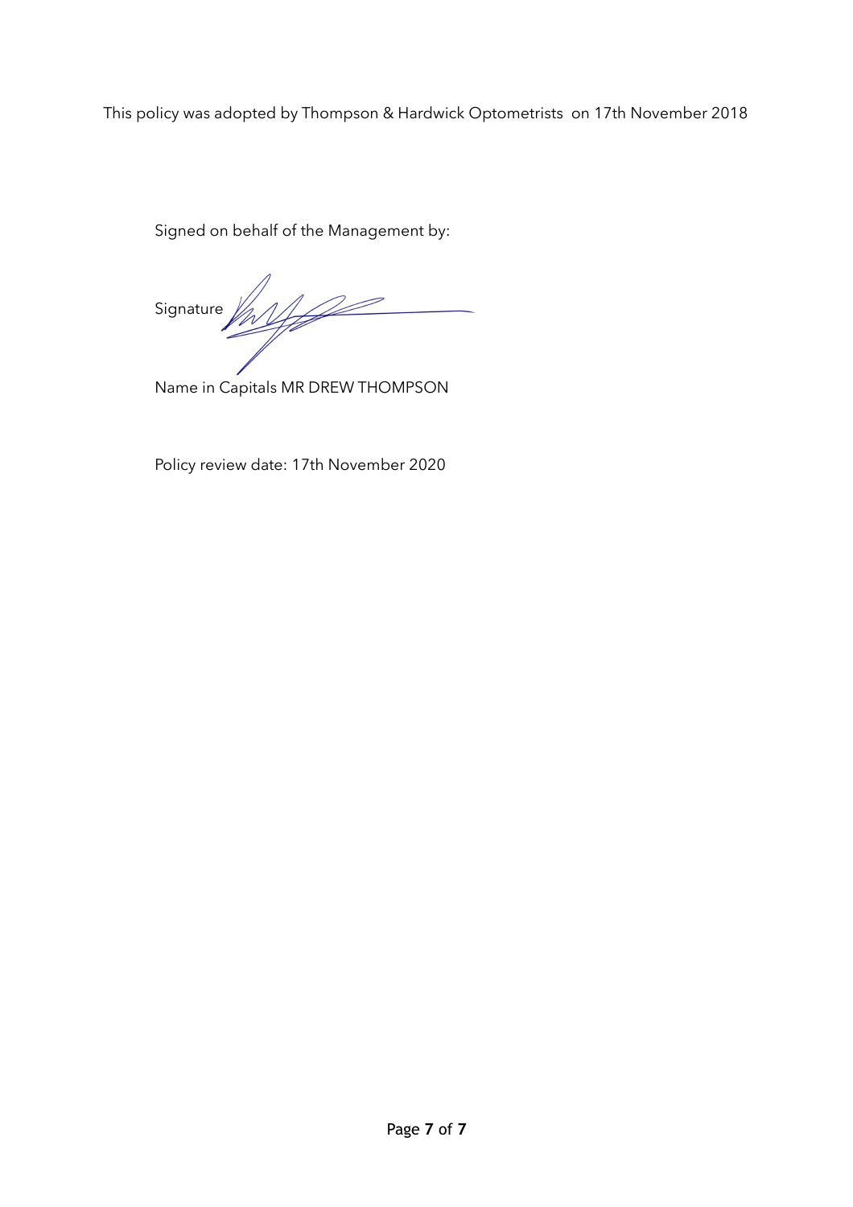This policy was adopted by Thompson & Hardwick Optometrists on 17th November 2018

Signed on behalf of the Management by:

Signature

Name in Capitals MR DREW THOMPSON

Policy review date: 17th November 2020